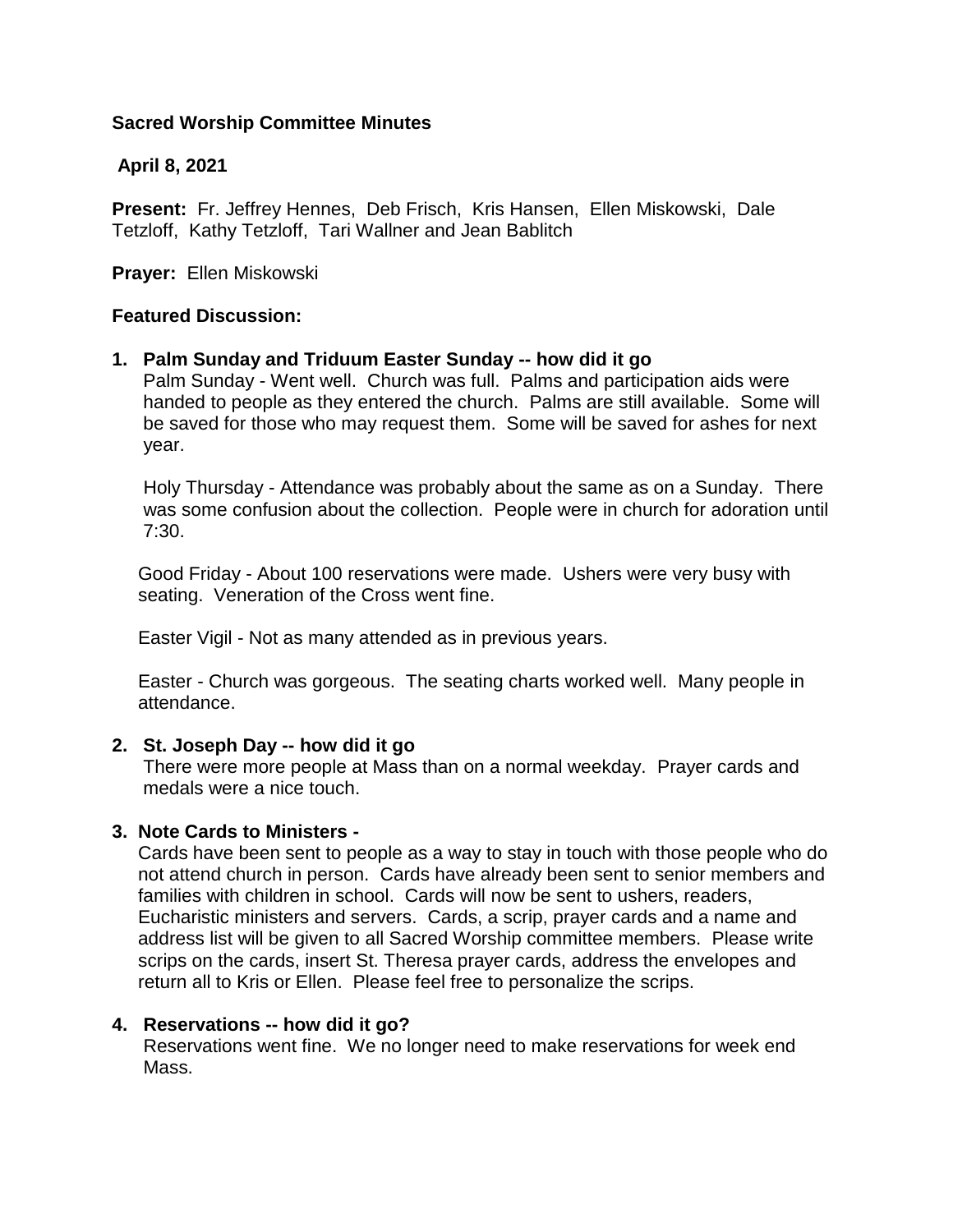**Sacred Worship Committee Minutes**

**April 8, 2021**

**Present:** Fr. Jeffrey Hennes, Deb Frisch, Kris Hansen, Ellen Miskowski, Dale Tetzloff, Kathy Tetzloff, Tari Wallner and Jean Bablitch

**Prayer:** Ellen Miskowski

**Featured Discussion:**

1. **Palm Sunday and Triduum Easter Sunday -- how did it go**

   Palm Sunday - Went well. Church was full. Palms and participation aids were handed to people as they entered the church. Palms are still available. Some will be saved for those who may request them. Some will be saved for ashes for next year.

   Holy Thursday - Attendance was probably about the same as on a Sunday. There was some confusion about the collection. People were in church for adoration until 7:30.

   Good Friday - About 100 reservations were made. Ushers were very busy with seating. Veneration of the Cross went fine.

   Easter Vigil - Not as many attended as in previous years.

   Easter - Church was gorgeous. The seating charts worked well. Many people in attendance.

2. **St. Joseph Day -- how did it go**

   There were more people at Mass than on a normal weekday. Prayer cards and medals were a nice touch.

3. **Note Cards to Ministers -**

   Cards have been sent to people as a way to stay in touch with those people who do not attend church in person. Cards have already been sent to senior members and families with children in school. Cards will now be sent to ushers, readers, Eucharistic ministers and servers. Cards, a scrip, prayer cards and a name and address list will be given to all Sacred Worship committee members. Please write scrips on the cards, insert St. Theresa prayer cards, address the envelopes and return all to Kris or Ellen. Please feel free to personalize the scrips.

4. **Reservations -- how did it go?**

   Reservations went fine. We no longer need to make reservations for week end Mass.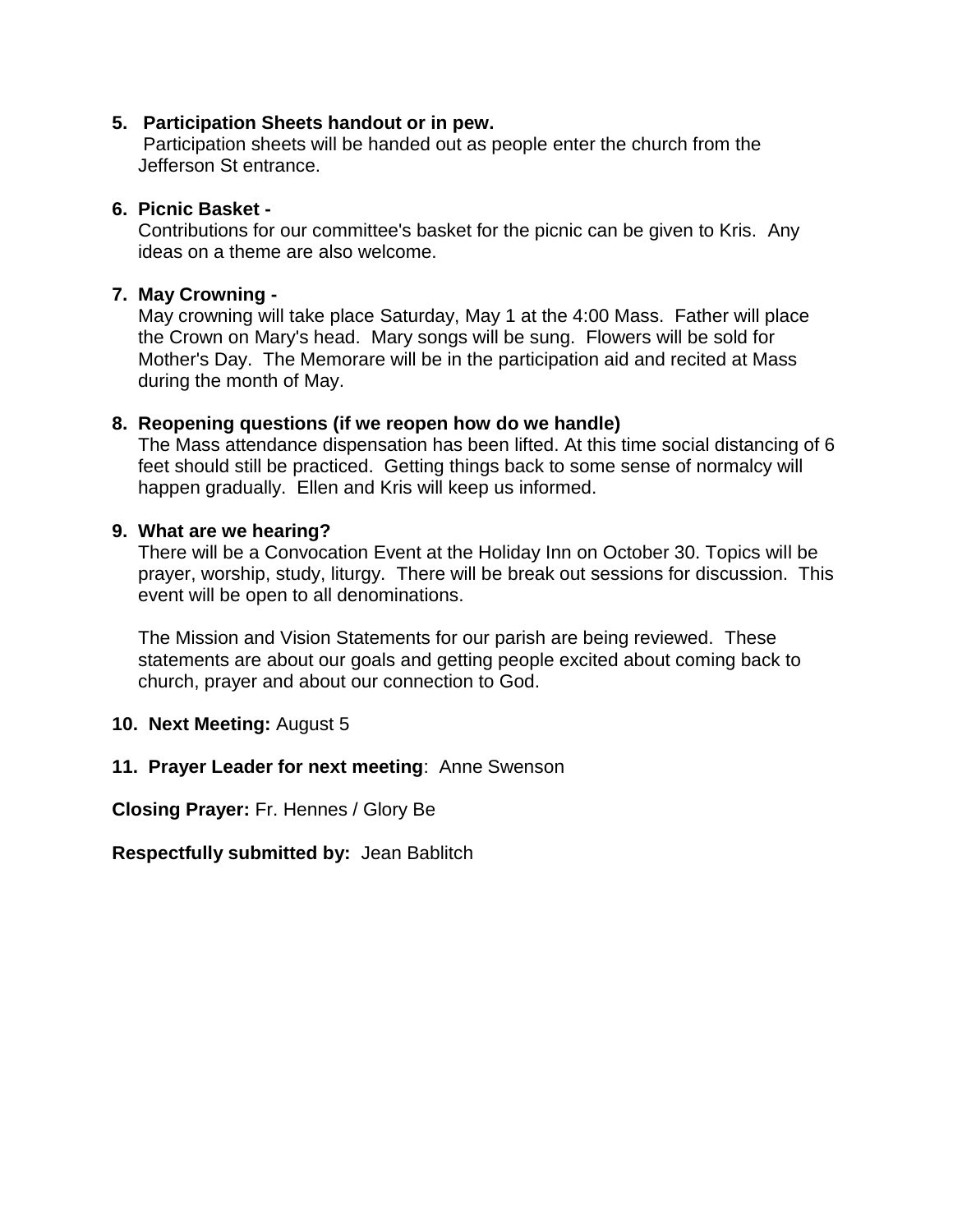5. **Participation Sheets handout or in pew.**
   Participation sheets will be handed out as people enter the church from the Jefferson St entrance.

6. **Picnic Basket -**
   Contributions for our committee's basket for the picnic can be given to Kris. Any ideas on a theme are also welcome.

7. **May Crowning -**
   May crowning will take place Saturday, May 1 at the 4:00 Mass. Father will place the Crown on Mary's head. Mary songs will be sung. Flowers will be sold for Mother's Day. The Memorare will be in the participation aid and recited at Mass during the month of May.

8. **Reopening questions (if we reopen how do we handle)**
   The Mass attendance dispensation has been lifted. At this time social distancing of 6 feet should still be practiced. Getting things back to some sense of normalcy will happen gradually. Ellen and Kris will keep us informed.

9. **What are we hearing?**
   There will be a Convocation Event at the Holiday Inn on October 30. Topics will be prayer, worship, study, liturgy. There will be break out sessions for discussion. This event will be open to all denominations.

   The Mission and Vision Statements for our parish are being reviewed. These statements are about our goals and getting people excited about coming back to church, prayer and about our connection to God.

10. **Next Meeting:** August 5

11. **Prayer Leader for next meeting**: Anne Swenson

**Closing Prayer:** Fr. Hennes / Glory Be

**Respectfully submitted by:** Jean Bablitch